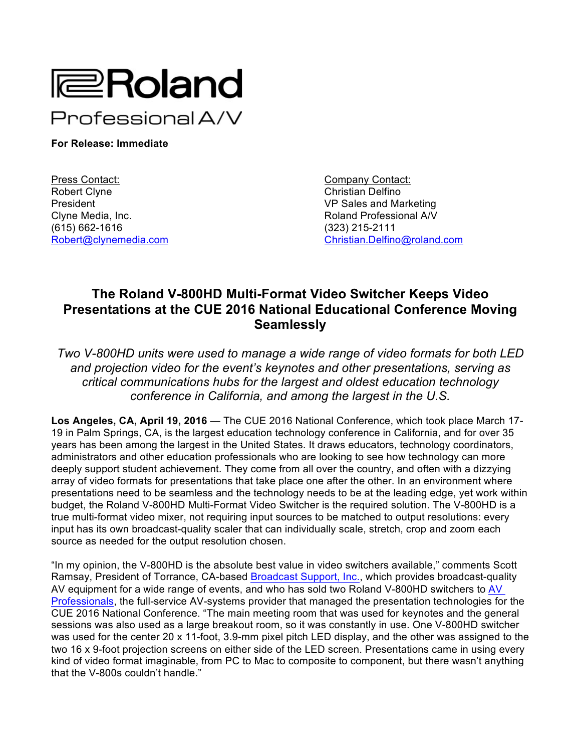Roland

Professional A/V

**For Release: Immediate**

Press Contact:
Robert Clyne
President
Clyne Media, Inc.
(615) 662-1616
Robert@clynemedia.com

Company Contact:
Christian Delfino
VP Sales and Marketing
Roland Professional A/V
(323) 215-2111
Christian.Delfino@roland.com

# The Roland V-800HD Multi-Format Video Switcher Keeps Video Presentations at the CUE 2016 National Educational Conference Moving Seamlessly

*Two V-800HD units were used to manage a wide range of video formats for both LED and projection video for the event's keynotes and other presentations, serving as critical communications hubs for the largest and oldest education technology conference in California, and among the largest in the U.S.*

**Los Angeles, CA, April 19, 2016** — The CUE 2016 National Conference, which took place March 17-19 in Palm Springs, CA, is the largest education technology conference in California, and for over 35 years has been among the largest in the United States. It draws educators, technology coordinators, administrators and other education professionals who are looking to see how technology can more deeply support student achievement. They come from all over the country, and often with a dizzying array of video formats for presentations that take place one after the other. In an environment where presentations need to be seamless and the technology needs to be at the leading edge, yet work within budget, the Roland V-800HD Multi-Format Video Switcher is the required solution. The V-800HD is a true multi-format video mixer, not requiring input sources to be matched to output resolutions: every input has its own broadcast-quality scaler that can individually scale, stretch, crop and zoom each source as needed for the output resolution chosen.

"In my opinion, the V-800HD is the absolute best value in video switchers available," comments Scott Ramsay, President of Torrance, CA-based Broadcast Support, Inc., which provides broadcast-quality AV equipment for a wide range of events, and who has sold two Roland V-800HD switchers to AV Professionals, the full-service AV-systems provider that managed the presentation technologies for the CUE 2016 National Conference. "The main meeting room that was used for keynotes and the general sessions was also used as a large breakout room, so it was constantly in use. One V-800HD switcher was used for the center 20 x 11-foot, 3.9-mm pixel pitch LED display, and the other was assigned to the two 16 x 9-foot projection screens on either side of the LED screen. Presentations came in using every kind of video format imaginable, from PC to Mac to composite to component, but there wasn't anything that the V-800s couldn't handle."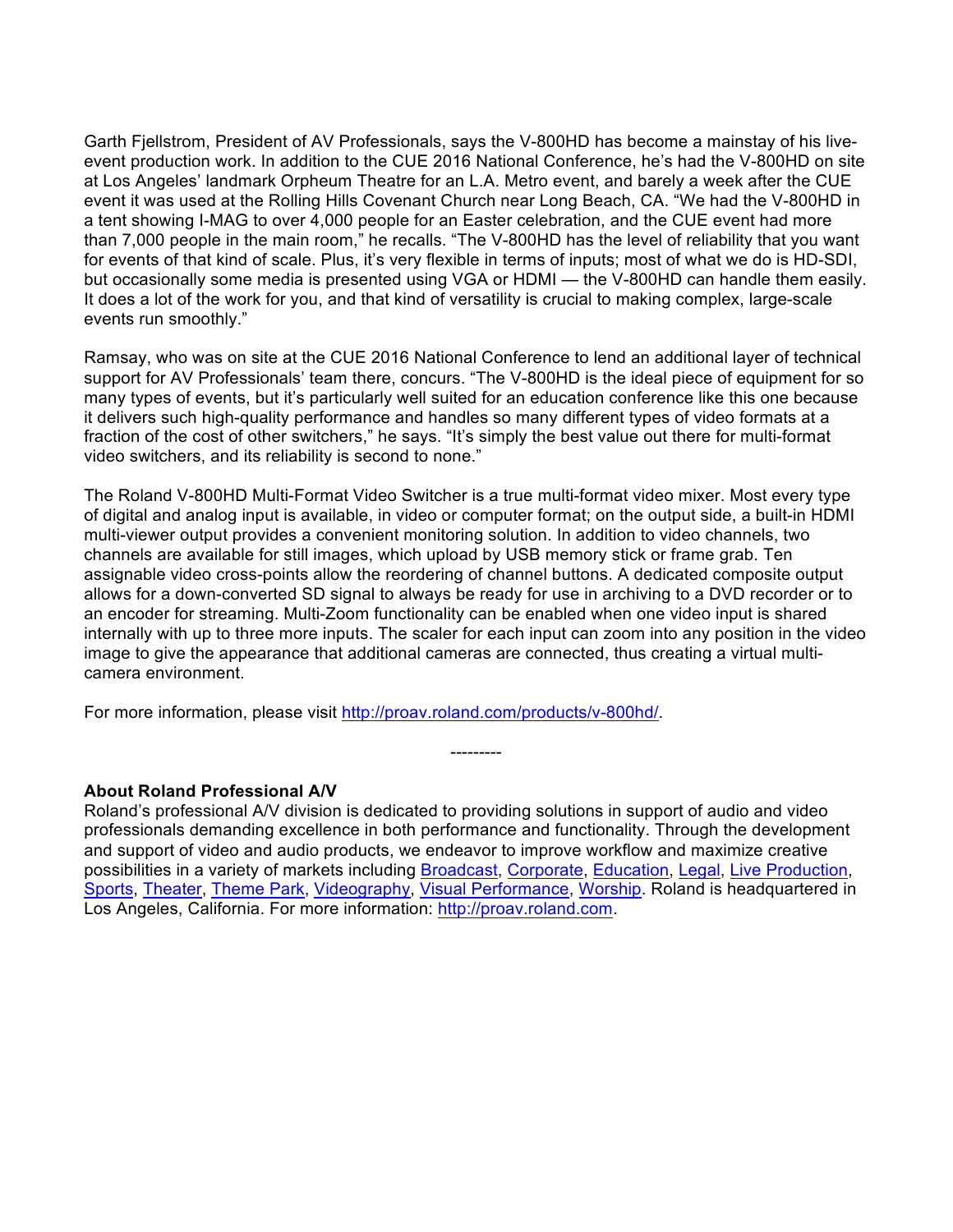Garth Fjellstrom, President of AV Professionals, says the V-800HD has become a mainstay of his live-event production work. In addition to the CUE 2016 National Conference, he's had the V-800HD on site at Los Angeles' landmark Orpheum Theatre for an L.A. Metro event, and barely a week after the CUE event it was used at the Rolling Hills Covenant Church near Long Beach, CA. "We had the V-800HD in a tent showing I-MAG to over 4,000 people for an Easter celebration, and the CUE event had more than 7,000 people in the main room," he recalls. "The V-800HD has the level of reliability that you want for events of that kind of scale. Plus, it's very flexible in terms of inputs; most of what we do is HD-SDI, but occasionally some media is presented using VGA or HDMI — the V-800HD can handle them easily. It does a lot of the work for you, and that kind of versatility is crucial to making complex, large-scale events run smoothly."

Ramsay, who was on site at the CUE 2016 National Conference to lend an additional layer of technical support for AV Professionals' team there, concurs. "The V-800HD is the ideal piece of equipment for so many types of events, but it's particularly well suited for an education conference like this one because it delivers such high-quality performance and handles so many different types of video formats at a fraction of the cost of other switchers," he says. "It's simply the best value out there for multi-format video switchers, and its reliability is second to none."

The Roland V-800HD Multi-Format Video Switcher is a true multi-format video mixer. Most every type of digital and analog input is available, in video or computer format; on the output side, a built-in HDMI multi-viewer output provides a convenient monitoring solution. In addition to video channels, two channels are available for still images, which upload by USB memory stick or frame grab. Ten assignable video cross-points allow the reordering of channel buttons. A dedicated composite output allows for a down-converted SD signal to always be ready for use in archiving to a DVD recorder or to an encoder for streaming. Multi-Zoom functionality can be enabled when one video input is shared internally with up to three more inputs. The scaler for each input can zoom into any position in the video image to give the appearance that additional cameras are connected, thus creating a virtual multi-camera environment.

For more information, please visit http://proav.roland.com/products/v-800hd/.

---------

**About Roland Professional A/V**

Roland's professional A/V division is dedicated to providing solutions in support of audio and video professionals demanding excellence in both performance and functionality. Through the development and support of video and audio products, we endeavor to improve workflow and maximize creative possibilities in a variety of markets including Broadcast, Corporate, Education, Legal, Live Production, Sports, Theater, Theme Park, Videography, Visual Performance, Worship. Roland is headquartered in Los Angeles, California. For more information: http://proav.roland.com.